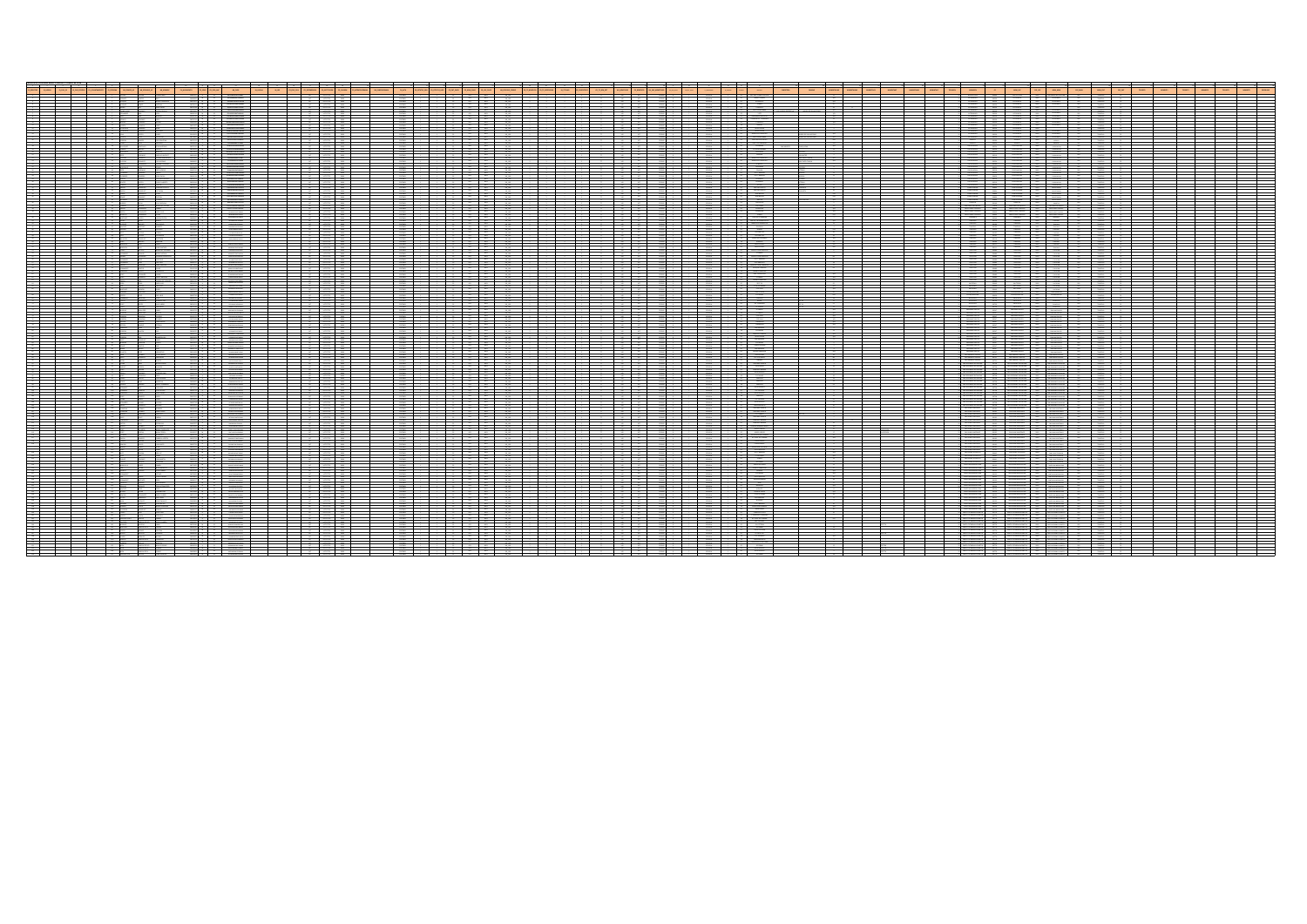|  |  |  |        |  |  |  | ▆    |  |  |  |  |
|--|--|--|--------|--|--|--|------|--|--|--|--|
|  |  |  |        |  |  |  |      |  |  |  |  |
|  |  |  |        |  |  |  |      |  |  |  |  |
|  |  |  |        |  |  |  |      |  |  |  |  |
|  |  |  |        |  |  |  |      |  |  |  |  |
|  |  |  |        |  |  |  |      |  |  |  |  |
|  |  |  |        |  |  |  |      |  |  |  |  |
|  |  |  |        |  |  |  |      |  |  |  |  |
|  |  |  |        |  |  |  |      |  |  |  |  |
|  |  |  |        |  |  |  |      |  |  |  |  |
|  |  |  |        |  |  |  |      |  |  |  |  |
|  |  |  |        |  |  |  |      |  |  |  |  |
|  |  |  |        |  |  |  |      |  |  |  |  |
|  |  |  |        |  |  |  |      |  |  |  |  |
|  |  |  |        |  |  |  |      |  |  |  |  |
|  |  |  |        |  |  |  |      |  |  |  |  |
|  |  |  |        |  |  |  |      |  |  |  |  |
|  |  |  |        |  |  |  |      |  |  |  |  |
|  |  |  |        |  |  |  |      |  |  |  |  |
|  |  |  |        |  |  |  |      |  |  |  |  |
|  |  |  |        |  |  |  |      |  |  |  |  |
|  |  |  |        |  |  |  |      |  |  |  |  |
|  |  |  |        |  |  |  |      |  |  |  |  |
|  |  |  |        |  |  |  |      |  |  |  |  |
|  |  |  |        |  |  |  |      |  |  |  |  |
|  |  |  |        |  |  |  |      |  |  |  |  |
|  |  |  |        |  |  |  |      |  |  |  |  |
|  |  |  |        |  |  |  |      |  |  |  |  |
|  |  |  | ------ |  |  |  | - 11 |  |  |  |  |
|  |  |  |        |  |  |  |      |  |  |  |  |
|  |  |  |        |  |  |  |      |  |  |  |  |
|  |  |  |        |  |  |  |      |  |  |  |  |
|  |  |  |        |  |  |  |      |  |  |  |  |
|  |  |  |        |  |  |  |      |  |  |  |  |
|  |  |  |        |  |  |  |      |  |  |  |  |
|  |  |  |        |  |  |  |      |  |  |  |  |
|  |  |  |        |  |  |  |      |  |  |  |  |
|  |  |  |        |  |  |  |      |  |  |  |  |
|  |  |  |        |  |  |  |      |  |  |  |  |
|  |  |  |        |  |  |  |      |  |  |  |  |
|  |  |  |        |  |  |  |      |  |  |  |  |
|  |  |  |        |  |  |  |      |  |  |  |  |
|  |  |  |        |  |  |  |      |  |  |  |  |
|  |  |  |        |  |  |  |      |  |  |  |  |
|  |  |  |        |  |  |  |      |  |  |  |  |
|  |  |  |        |  |  |  |      |  |  |  |  |
|  |  |  |        |  |  |  |      |  |  |  |  |
|  |  |  |        |  |  |  |      |  |  |  |  |
|  |  |  |        |  |  |  |      |  |  |  |  |
|  |  |  |        |  |  |  |      |  |  |  |  |
|  |  |  |        |  |  |  |      |  |  |  |  |
|  |  |  |        |  |  |  | ▆    |  |  |  |  |
|  |  |  |        |  |  |  |      |  |  |  |  |
|  |  |  |        |  |  |  |      |  |  |  |  |
|  |  |  |        |  |  |  |      |  |  |  |  |
|  |  |  |        |  |  |  |      |  |  |  |  |
|  |  |  |        |  |  |  |      |  |  |  |  |
|  |  |  |        |  |  |  |      |  |  |  |  |
|  |  |  |        |  |  |  |      |  |  |  |  |
|  |  |  |        |  |  |  |      |  |  |  |  |
|  |  |  |        |  |  |  |      |  |  |  |  |
|  |  |  |        |  |  |  |      |  |  |  |  |
|  |  |  |        |  |  |  |      |  |  |  |  |
|  |  |  |        |  |  |  |      |  |  |  |  |
|  |  |  |        |  |  |  |      |  |  |  |  |